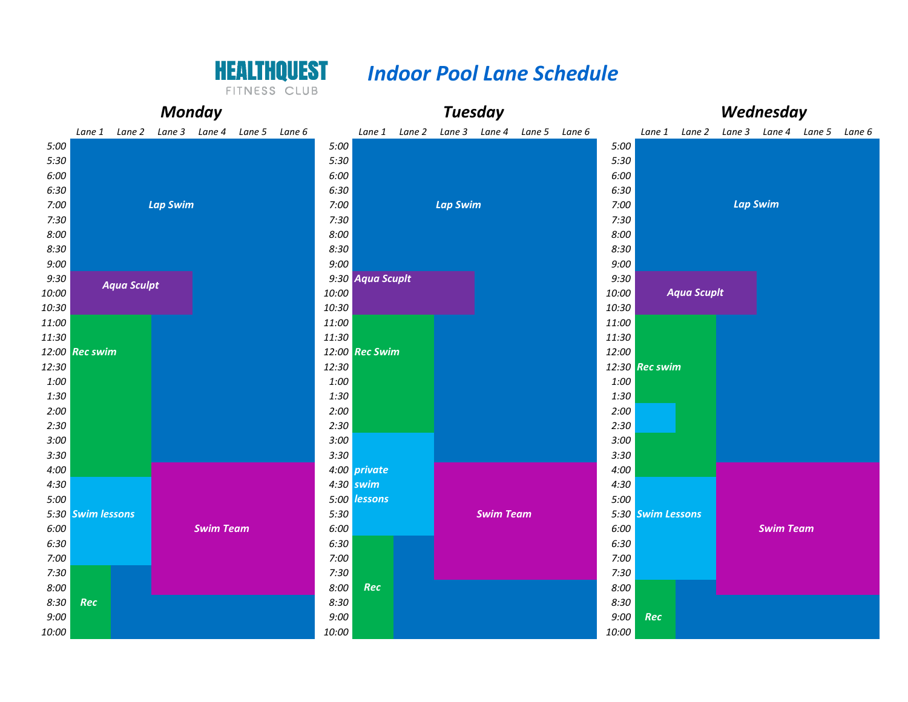# HEALTHQUEST FITNESS CLUB

# Indoor Pool Lane Schedule

## Monday

| Time | Lane 1 | Lane 2 | Lane 3 | Lane 4 | Lane 5 | Lane 6 |
|---|---|---|---|---|---|---|
| 5:00 | Lap Swim | Lap Swim | Lap Swim | Lap Swim | Lap Swim | Lap Swim |
| 5:30 | Lap Swim | Lap Swim | Lap Swim | Lap Swim | Lap Swim | Lap Swim |
| 6:00 | Lap Swim | Lap Swim | Lap Swim | Lap Swim | Lap Swim | Lap Swim |
| 6:30 | Lap Swim | Lap Swim | Lap Swim | Lap Swim | Lap Swim | Lap Swim |
| 7:00 | Lap Swim | Lap Swim | Lap Swim | Lap Swim | Lap Swim | Lap Swim |
| 7:30 | Lap Swim | Lap Swim | Lap Swim | Lap Swim | Lap Swim | Lap Swim |
| 8:00 | Lap Swim | Lap Swim | Lap Swim | Lap Swim | Lap Swim | Lap Swim |
| 8:30 | Lap Swim | Lap Swim | Lap Swim | Lap Swim | Lap Swim | Lap Swim |
| 9:00 | Lap Swim | Lap Swim | Lap Swim | Lap Swim | Lap Swim | Lap Swim |
| 9:30 | Aqua Sculpt | Aqua Sculpt | Aqua Sculpt | Lap Swim | Lap Swim | Lap Swim |
| 10:00 | Aqua Sculpt | Aqua Sculpt | Aqua Sculpt | Lap Swim | Lap Swim | Lap Swim |
| 10:30 | Aqua Sculpt | Aqua Sculpt | Aqua Sculpt | Lap Swim | Lap Swim | Lap Swim |
| 11:00 | Rec swim | Rec swim | Lap Swim | Lap Swim | Lap Swim | Lap Swim |
| 11:30 | Rec swim | Rec swim | Lap Swim | Lap Swim | Lap Swim | Lap Swim |
| 12:00 | Rec swim | Rec swim | Lap Swim | Lap Swim | Lap Swim | Lap Swim |
| 12:30 | Rec swim | Rec swim | Lap Swim | Lap Swim | Lap Swim | Lap Swim |
| 1:00 | Rec swim | Rec swim | Lap Swim | Lap Swim | Lap Swim | Lap Swim |
| 1:30 | Rec swim | Rec swim | Lap Swim | Lap Swim | Lap Swim | Lap Swim |
| 2:00 | Rec swim | Rec swim | Lap Swim | Lap Swim | Lap Swim | Lap Swim |
| 2:30 | Rec swim | Rec swim | Lap Swim | Lap Swim | Lap Swim | Lap Swim |
| 3:00 | Rec swim | Rec swim | Lap Swim | Lap Swim | Lap Swim | Lap Swim |
| 3:30 | Rec swim | Rec swim | Lap Swim | Lap Swim | Lap Swim | Lap Swim |
| 4:00 | Rec swim | Rec swim | Swim Team | Swim Team | Swim Team | Swim Team |
| 4:30 | Swim lessons | Swim lessons | Swim Team | Swim Team | Swim Team | Swim Team |
| 5:00 | Swim lessons | Swim lessons | Swim Team | Swim Team | Swim Team | Swim Team |
| 5:30 | Swim lessons | Swim lessons | Swim Team | Swim Team | Swim Team | Swim Team |
| 6:00 | Swim lessons | Swim lessons | Swim Team | Swim Team | Swim Team | Swim Team |
| 6:30 | Swim lessons | Swim lessons | Swim Team | Swim Team | Swim Team | Swim Team |
| 7:00 | Swim lessons | Swim lessons | Swim Team | Swim Team | Swim Team | Swim Team |
| 7:30 | Rec | Lap Swim | Swim Team | Swim Team | Swim Team | Swim Team |
| 8:00 | Rec | Lap Swim | Swim Team | Swim Team | Swim Team | Swim Team |
| 8:30 | Rec | Lap Swim | Lap Swim | Lap Swim | Lap Swim | Lap Swim |
| 9:00 | Rec | Lap Swim | Lap Swim | Lap Swim | Lap Swim | Lap Swim |
| 10:00 | Rec | Lap Swim | Lap Swim | Lap Swim | Lap Swim | Lap Swim |

## Tuesday

| Time | Lane 1 | Lane 2 | Lane 3 | Lane 4 | Lane 5 | Lane 6 |
|---|---|---|---|---|---|---|
| 5:00 | Lap Swim | Lap Swim | Lap Swim | Lap Swim | Lap Swim | Lap Swim |
| 5:30 | Lap Swim | Lap Swim | Lap Swim | Lap Swim | Lap Swim | Lap Swim |
| 6:00 | Lap Swim | Lap Swim | Lap Swim | Lap Swim | Lap Swim | Lap Swim |
| 6:30 | Lap Swim | Lap Swim | Lap Swim | Lap Swim | Lap Swim | Lap Swim |
| 7:00 | Lap Swim | Lap Swim | Lap Swim | Lap Swim | Lap Swim | Lap Swim |
| 7:30 | Lap Swim | Lap Swim | Lap Swim | Lap Swim | Lap Swim | Lap Swim |
| 8:00 | Lap Swim | Lap Swim | Lap Swim | Lap Swim | Lap Swim | Lap Swim |
| 8:30 | Lap Swim | Lap Swim | Lap Swim | Lap Swim | Lap Swim | Lap Swim |
| 9:00 | Lap Swim | Lap Swim | Lap Swim | Lap Swim | Lap Swim | Lap Swim |
| 9:30 | Aqua Scuplt | Aqua Scuplt | Aqua Scuplt | Lap Swim | Lap Swim | Lap Swim |
| 10:00 | Aqua Scuplt | Aqua Scuplt | Aqua Scuplt | Lap Swim | Lap Swim | Lap Swim |
| 10:30 | Aqua Scuplt | Aqua Scuplt | Aqua Scuplt | Lap Swim | Lap Swim | Lap Swim |
| 11:00 | Rec Swim | Rec Swim | Lap Swim | Lap Swim | Lap Swim | Lap Swim |
| 11:30 | Rec Swim | Rec Swim | Lap Swim | Lap Swim | Lap Swim | Lap Swim |
| 12:00 | Rec Swim | Rec Swim | Lap Swim | Lap Swim | Lap Swim | Lap Swim |
| 12:30 | Rec Swim | Rec Swim | Lap Swim | Lap Swim | Lap Swim | Lap Swim |
| 1:00 | Rec Swim | Rec Swim | Lap Swim | Lap Swim | Lap Swim | Lap Swim |
| 1:30 | Rec Swim | Rec Swim | Lap Swim | Lap Swim | Lap Swim | Lap Swim |
| 2:00 | Rec Swim | Rec Swim | Lap Swim | Lap Swim | Lap Swim | Lap Swim |
| 2:30 | Rec Swim | Rec Swim | Lap Swim | Lap Swim | Lap Swim | Lap Swim |
| 3:00 | private swim lessons | private swim lessons | Lap Swim | Lap Swim | Lap Swim | Lap Swim |
| 3:30 | private swim lessons | private swim lessons | Lap Swim | Lap Swim | Lap Swim | Lap Swim |
| 4:00 | private swim lessons | private swim lessons | Swim Team | Swim Team | Swim Team | Swim Team |
| 4:30 | private swim lessons | private swim lessons | Swim Team | Swim Team | Swim Team | Swim Team |
| 5:00 | private swim lessons | private swim lessons | Swim Team | Swim Team | Swim Team | Swim Team |
| 5:30 | private swim lessons | private swim lessons | Swim Team | Swim Team | Swim Team | Swim Team |
| 6:00 | private swim lessons | private swim lessons | Swim Team | Swim Team | Swim Team | Swim Team |
| 6:30 | Rec | Lap Swim | Swim Team | Swim Team | Swim Team | Swim Team |
| 7:00 | Rec | Lap Swim | Swim Team | Swim Team | Swim Team | Swim Team |
| 7:30 | Rec | Lap Swim | Swim Team | Swim Team | Swim Team | Swim Team |
| 8:00 | Rec | Lap Swim | Lap Swim | Lap Swim | Lap Swim | Lap Swim |
| 8:30 | Rec | Lap Swim | Lap Swim | Lap Swim | Lap Swim | Lap Swim |
| 9:00 | Rec | Lap Swim | Lap Swim | Lap Swim | Lap Swim | Lap Swim |
| 10:00 | Rec | Lap Swim | Lap Swim | Lap Swim | Lap Swim | Lap Swim |

## Wednesday

| Time | Lane 1 | Lane 2 | Lane 3 | Lane 4 | Lane 5 | Lane 6 |
|---|---|---|---|---|---|---|
| 5:00 | Lap Swim | Lap Swim | Lap Swim | Lap Swim | Lap Swim | Lap Swim |
| 5:30 | Lap Swim | Lap Swim | Lap Swim | Lap Swim | Lap Swim | Lap Swim |
| 6:00 | Lap Swim | Lap Swim | Lap Swim | Lap Swim | Lap Swim | Lap Swim |
| 6:30 | Lap Swim | Lap Swim | Lap Swim | Lap Swim | Lap Swim | Lap Swim |
| 7:00 | Lap Swim | Lap Swim | Lap Swim | Lap Swim | Lap Swim | Lap Swim |
| 7:30 | Lap Swim | Lap Swim | Lap Swim | Lap Swim | Lap Swim | Lap Swim |
| 8:00 | Lap Swim | Lap Swim | Lap Swim | Lap Swim | Lap Swim | Lap Swim |
| 8:30 | Lap Swim | Lap Swim | Lap Swim | Lap Swim | Lap Swim | Lap Swim |
| 9:00 | Lap Swim | Lap Swim | Lap Swim | Lap Swim | Lap Swim | Lap Swim |
| 9:30 | Aqua Scuplt | Aqua Scuplt | Aqua Scuplt | Lap Swim | Lap Swim | Lap Swim |
| 10:00 | Aqua Scuplt | Aqua Scuplt | Aqua Scuplt | Lap Swim | Lap Swim | Lap Swim |
| 10:30 | Aqua Scuplt | Aqua Scuplt | Aqua Scuplt | Lap Swim | Lap Swim | Lap Swim |
| 11:00 | Rec swim | Rec swim | Lap Swim | Lap Swim | Lap Swim | Lap Swim |
| 11:30 | Rec swim | Rec swim | Lap Swim | Lap Swim | Lap Swim | Lap Swim |
| 12:00 | Rec swim | Rec swim | Lap Swim | Lap Swim | Lap Swim | Lap Swim |
| 12:30 | Rec swim | Rec swim | Lap Swim | Lap Swim | Lap Swim | Lap Swim |
| 1:00 | Rec swim | Rec swim | Lap Swim | Lap Swim | Lap Swim | Lap Swim |
| 1:30 | Rec swim | Rec swim | Lap Swim | Lap Swim | Lap Swim | Lap Swim |
| 2:00 | | Rec swim | Lap Swim | Lap Swim | Lap Swim | Lap Swim |
| 2:30 | | Rec swim | Lap Swim | Lap Swim | Lap Swim | Lap Swim |
| 3:00 | Rec swim | Rec swim | Lap Swim | Lap Swim | Lap Swim | Lap Swim |
| 3:30 | Rec swim | Rec swim | Lap Swim | Lap Swim | Lap Swim | Lap Swim |
| 4:00 | Rec swim | Rec swim | Swim Team | Swim Team | Swim Team | Swim Team |
| 4:30 | Swim Lessons | Swim Lessons | Swim Team | Swim Team | Swim Team | Swim Team |
| 5:00 | Swim Lessons | Swim Lessons | Swim Team | Swim Team | Swim Team | Swim Team |
| 5:30 | Swim Lessons | Swim Lessons | Swim Team | Swim Team | Swim Team | Swim Team |
| 6:00 | Swim Lessons | Swim Lessons | Swim Team | Swim Team | Swim Team | Swim Team |
| 6:30 | Swim Lessons | Swim Lessons | Swim Team | Swim Team | Swim Team | Swim Team |
| 7:00 | Swim Lessons | Swim Lessons | Swim Team | Swim Team | Swim Team | Swim Team |
| 7:30 | Swim Lessons | Swim Lessons | Swim Team | Swim Team | Swim Team | Swim Team |
| 8:00 | Rec | Lap Swim | Swim Team | Swim Team | Swim Team | Swim Team |
| 8:30 | Rec | Lap Swim | Lap Swim | Lap Swim | Lap Swim | Lap Swim |
| 9:00 | Rec | Lap Swim | Lap Swim | Lap Swim | Lap Swim | Lap Swim |
| 10:00 | Rec | Lap Swim | Lap Swim | Lap Swim | Lap Swim | Lap Swim |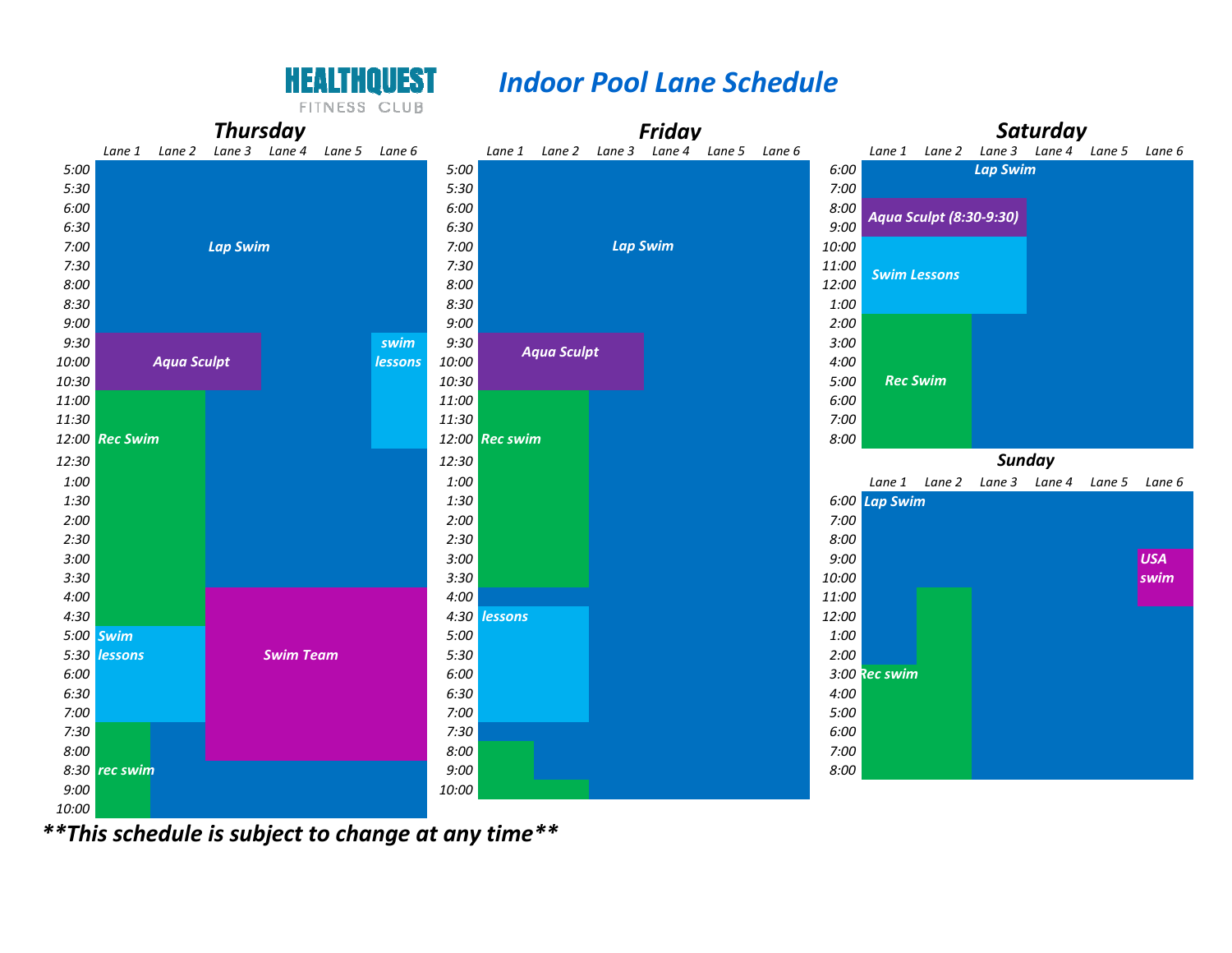# HEALTHQUEST FITNESS CLUB

# *Indoor Pool Lane Schedule*

## *Thursday*

| | Lane 1 | Lane 2 | Lane 3 | Lane 4 | Lane 5 | Lane 6 |
|---|---|---|---|---|---|---|
| 5:00 | Lap Swim | Lap Swim | Lap Swim | Lap Swim | Lap Swim | Lap Swim |
| 5:30 | Lap Swim | Lap Swim | Lap Swim | Lap Swim | Lap Swim | Lap Swim |
| 6:00 | Lap Swim | Lap Swim | Lap Swim | Lap Swim | Lap Swim | Lap Swim |
| 6:30 | Lap Swim | Lap Swim | Lap Swim | Lap Swim | Lap Swim | Lap Swim |
| 7:00 | Lap Swim | Lap Swim | Lap Swim | Lap Swim | Lap Swim | Lap Swim |
| 7:30 | Lap Swim | Lap Swim | Lap Swim | Lap Swim | Lap Swim | Lap Swim |
| 8:00 | Lap Swim | Lap Swim | Lap Swim | Lap Swim | Lap Swim | Lap Swim |
| 8:30 | Lap Swim | Lap Swim | Lap Swim | Lap Swim | Lap Swim | Lap Swim |
| 9:00 | Lap Swim | Lap Swim | Lap Swim | Lap Swim | Lap Swim | Lap Swim |
| 9:30 | Aqua Sculpt | Aqua Sculpt | Aqua Sculpt | Lap Swim | Lap Swim | swim lessons |
| 10:00 | Aqua Sculpt | Aqua Sculpt | Aqua Sculpt | Lap Swim | Lap Swim | swim lessons |
| 10:30 | Aqua Sculpt | Aqua Sculpt | Aqua Sculpt | Lap Swim | Lap Swim | swim lessons |
| 11:00 | Rec Swim | Rec Swim | Lap Swim | Lap Swim | Lap Swim | swim lessons |
| 11:30 | Rec Swim | Rec Swim | Lap Swim | Lap Swim | Lap Swim | swim lessons |
| 12:00 | Rec Swim | Rec Swim | Lap Swim | Lap Swim | Lap Swim | Lap Swim |
| 12:30 | Rec Swim | Rec Swim | Lap Swim | Lap Swim | Lap Swim | Lap Swim |
| 1:00 | Rec Swim | Rec Swim | Lap Swim | Lap Swim | Lap Swim | Lap Swim |
| 1:30 | Rec Swim | Rec Swim | Lap Swim | Lap Swim | Lap Swim | Lap Swim |
| 2:00 | Rec Swim | Rec Swim | Lap Swim | Lap Swim | Lap Swim | Lap Swim |
| 2:30 | Rec Swim | Rec Swim | Lap Swim | Lap Swim | Lap Swim | Lap Swim |
| 3:00 | Rec Swim | Rec Swim | Lap Swim | Lap Swim | Lap Swim | Lap Swim |
| 3:30 | Rec Swim | Rec Swim | Lap Swim | Lap Swim | Lap Swim | Lap Swim |
| 4:00 | Rec Swim | Rec Swim | Swim Team | Swim Team | Swim Team | Swim Team |
| 4:30 | Rec Swim | Rec Swim | Swim Team | Swim Team | Swim Team | Swim Team |
| 5:00 | Swim lessons | Swim lessons | Swim Team | Swim Team | Swim Team | Swim Team |
| 5:30 | Swim lessons | Swim lessons | Swim Team | Swim Team | Swim Team | Swim Team |
| 6:00 | Swim lessons | Swim lessons | Swim Team | Swim Team | Swim Team | Swim Team |
| 6:30 | Swim lessons | Swim lessons | Swim Team | Swim Team | Swim Team | Swim Team |
| 7:00 | Swim lessons | Swim lessons | Swim Team | Swim Team | Swim Team | Swim Team |
| 7:30 | rec swim | Lap Swim | Swim Team | Swim Team | Swim Team | Swim Team |
| 8:00 | rec swim | Lap Swim | Swim Team | Swim Team | Swim Team | Swim Team |
| 8:30 | rec swim | Lap Swim | Lap Swim | Lap Swim | Lap Swim | Lap Swim |
| 9:00 | rec swim | Lap Swim | Lap Swim | Lap Swim | Lap Swim | Lap Swim |
| 10:00 | rec swim | Lap Swim | Lap Swim | Lap Swim | Lap Swim | Lap Swim |

## *Friday*

| | Lane 1 | Lane 2 | Lane 3 | Lane 4 | Lane 5 | Lane 6 |
|---|---|---|---|---|---|---|
| 5:00 | Lap Swim | Lap Swim | Lap Swim | Lap Swim | Lap Swim | Lap Swim |
| 5:30 | Lap Swim | Lap Swim | Lap Swim | Lap Swim | Lap Swim | Lap Swim |
| 6:00 | Lap Swim | Lap Swim | Lap Swim | Lap Swim | Lap Swim | Lap Swim |
| 6:30 | Lap Swim | Lap Swim | Lap Swim | Lap Swim | Lap Swim | Lap Swim |
| 7:00 | Lap Swim | Lap Swim | Lap Swim | Lap Swim | Lap Swim | Lap Swim |
| 7:30 | Lap Swim | Lap Swim | Lap Swim | Lap Swim | Lap Swim | Lap Swim |
| 8:00 | Lap Swim | Lap Swim | Lap Swim | Lap Swim | Lap Swim | Lap Swim |
| 8:30 | Lap Swim | Lap Swim | Lap Swim | Lap Swim | Lap Swim | Lap Swim |
| 9:00 | Lap Swim | Lap Swim | Lap Swim | Lap Swim | Lap Swim | Lap Swim |
| 9:30 | Aqua Sculpt | Aqua Sculpt | Aqua Sculpt | Lap Swim | Lap Swim | Lap Swim |
| 10:00 | Aqua Sculpt | Aqua Sculpt | Aqua Sculpt | Lap Swim | Lap Swim | Lap Swim |
| 10:30 | Aqua Sculpt | Aqua Sculpt | Aqua Sculpt | Lap Swim | Lap Swim | Lap Swim |
| 11:00 | Rec swim | Rec swim | Lap Swim | Lap Swim | Lap Swim | Lap Swim |
| 11:30 | Rec swim | Rec swim | Lap Swim | Lap Swim | Lap Swim | Lap Swim |
| 12:00 | Rec swim | Rec swim | Lap Swim | Lap Swim | Lap Swim | Lap Swim |
| 12:30 | Rec swim | Rec swim | Lap Swim | Lap Swim | Lap Swim | Lap Swim |
| 1:00 | Rec swim | Rec swim | Lap Swim | Lap Swim | Lap Swim | Lap Swim |
| 1:30 | Rec swim | Rec swim | Lap Swim | Lap Swim | Lap Swim | Lap Swim |
| 2:00 | Rec swim | Rec swim | Lap Swim | Lap Swim | Lap Swim | Lap Swim |
| 2:30 | Rec swim | Rec swim | Lap Swim | Lap Swim | Lap Swim | Lap Swim |
| 3:00 | Rec swim | Rec swim | Lap Swim | Lap Swim | Lap Swim | Lap Swim |
| 3:30 | Rec swim | Rec swim | Lap Swim | Lap Swim | Lap Swim | Lap Swim |
| 4:00 | Lap Swim | Lap Swim | Lap Swim | Lap Swim | Lap Swim | Lap Swim |
| 4:30 | lessons | lessons | Lap Swim | Lap Swim | Lap Swim | Lap Swim |
| 5:00 | lessons | lessons | Lap Swim | Lap Swim | Lap Swim | Lap Swim |
| 5:30 | lessons | lessons | Lap Swim | Lap Swim | Lap Swim | Lap Swim |
| 6:00 | lessons | lessons | Lap Swim | Lap Swim | Lap Swim | Lap Swim |
| 6:30 | lessons | lessons | Lap Swim | Lap Swim | Lap Swim | Lap Swim |
| 7:00 | lessons | lessons | Lap Swim | Lap Swim | Lap Swim | Lap Swim |
| 7:30 | Lap Swim | Lap Swim | Lap Swim | Lap Swim | Lap Swim | Lap Swim |
| 8:00 | Rec swim | Lap Swim | Lap Swim | Lap Swim | Lap Swim | Lap Swim |
| 9:00 | Rec swim | Lap Swim | Lap Swim | Lap Swim | Lap Swim | Lap Swim |
| 10:00 | Rec swim | Rec swim | Lap Swim | Lap Swim | Lap Swim | Lap Swim |

## *Saturday*

| | Lane 1 | Lane 2 | Lane 3 | Lane 4 | Lane 5 | Lane 6 |
|---|---|---|---|---|---|---|
| 6:00 | Lap Swim | Lap Swim | Lap Swim | Lap Swim | Lap Swim | Lap Swim |
| 7:00 | Lap Swim | Lap Swim | Lap Swim | Lap Swim | Lap Swim | Lap Swim |
| 8:00 | Aqua Sculpt (8:30-9:30) | Aqua Sculpt (8:30-9:30) | Aqua Sculpt (8:30-9:30) | Lap Swim | Lap Swim | Lap Swim |
| 9:00 | Aqua Sculpt (8:30-9:30) | Aqua Sculpt (8:30-9:30) | Aqua Sculpt (8:30-9:30) | Lap Swim | Lap Swim | Lap Swim |
| 10:00 | Swim Lessons | Swim Lessons | Swim Lessons | Lap Swim | Lap Swim | Lap Swim |
| 11:00 | Swim Lessons | Swim Lessons | Swim Lessons | Lap Swim | Lap Swim | Lap Swim |
| 12:00 | Swim Lessons | Swim Lessons | Swim Lessons | Lap Swim | Lap Swim | Lap Swim |
| 1:00 | Swim Lessons | Swim Lessons | Swim Lessons | Lap Swim | Lap Swim | Lap Swim |
| 2:00 | Rec Swim | Rec Swim | Lap Swim | Lap Swim | Lap Swim | Lap Swim |
| 3:00 | Rec Swim | Rec Swim | Lap Swim | Lap Swim | Lap Swim | Lap Swim |
| 4:00 | Rec Swim | Rec Swim | Lap Swim | Lap Swim | Lap Swim | Lap Swim |
| 5:00 | Rec Swim | Rec Swim | Lap Swim | Lap Swim | Lap Swim | Lap Swim |
| 6:00 | Rec Swim | Rec Swim | Lap Swim | Lap Swim | Lap Swim | Lap Swim |
| 7:00 | Rec Swim | Rec Swim | Lap Swim | Lap Swim | Lap Swim | Lap Swim |
| 8:00 | Rec Swim | Rec Swim | Lap Swim | Lap Swim | Lap Swim | Lap Swim |

## *Sunday*

| | Lane 1 | Lane 2 | Lane 3 | Lane 4 | Lane 5 | Lane 6 |
|---|---|---|---|---|---|---|
| 6:00 | Lap Swim | Lap Swim | Lap Swim | Lap Swim | Lap Swim | Lap Swim |
| 7:00 | Lap Swim | Lap Swim | Lap Swim | Lap Swim | Lap Swim | Lap Swim |
| 8:00 | Lap Swim | Lap Swim | Lap Swim | Lap Swim | Lap Swim | Lap Swim |
| 9:00 | Lap Swim | Lap Swim | Lap Swim | Lap Swim | Lap Swim | USA swim |
| 10:00 | Lap Swim | Lap Swim | Lap Swim | Lap Swim | Lap Swim | USA swim |
| 11:00 | Lap Swim | Rec swim | Lap Swim | Lap Swim | Lap Swim | Lap Swim |
| 12:00 | Lap Swim | Rec swim | Lap Swim | Lap Swim | Lap Swim | Lap Swim |
| 1:00 | Lap Swim | Rec swim | Lap Swim | Lap Swim | Lap Swim | Lap Swim |
| 2:00 | Lap Swim | Rec swim | Lap Swim | Lap Swim | Lap Swim | Lap Swim |
| 3:00 | Rec swim | Rec swim | Lap Swim | Lap Swim | Lap Swim | Lap Swim |
| 4:00 | Rec swim | Rec swim | Lap Swim | Lap Swim | Lap Swim | Lap Swim |
| 5:00 | Rec swim | Rec swim | Lap Swim | Lap Swim | Lap Swim | Lap Swim |
| 6:00 | Rec swim | Rec swim | Lap Swim | Lap Swim | Lap Swim | Lap Swim |
| 7:00 | Rec swim | Rec swim | Lap Swim | Lap Swim | Lap Swim | Lap Swim |
| 8:00 | Rec swim | Rec swim | Lap Swim | Lap Swim | Lap Swim | Lap Swim |

***This schedule is subject to change at any time***